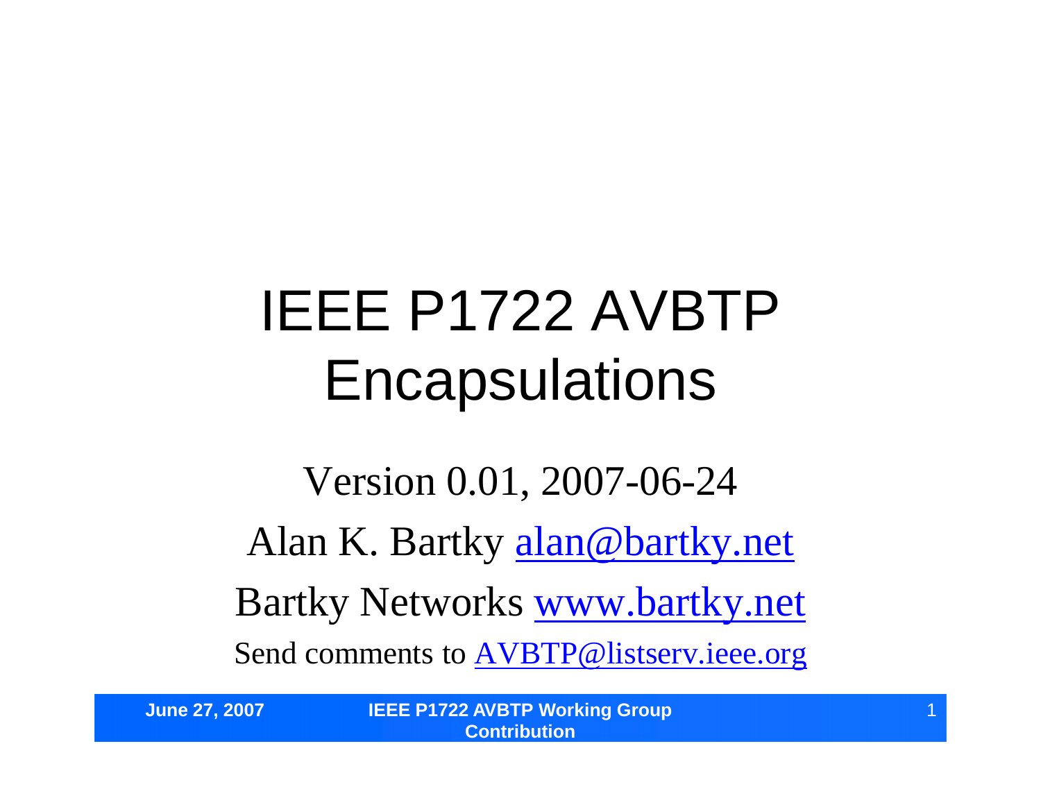# IEEE P1722 AVBTP Encapsulations

Version 0.01, 2007-06-24

Alan K. Bartky alan@bartky.net

Bartky Networks www.bartky.net

Send comments to AVBTP@listserv.ieee.org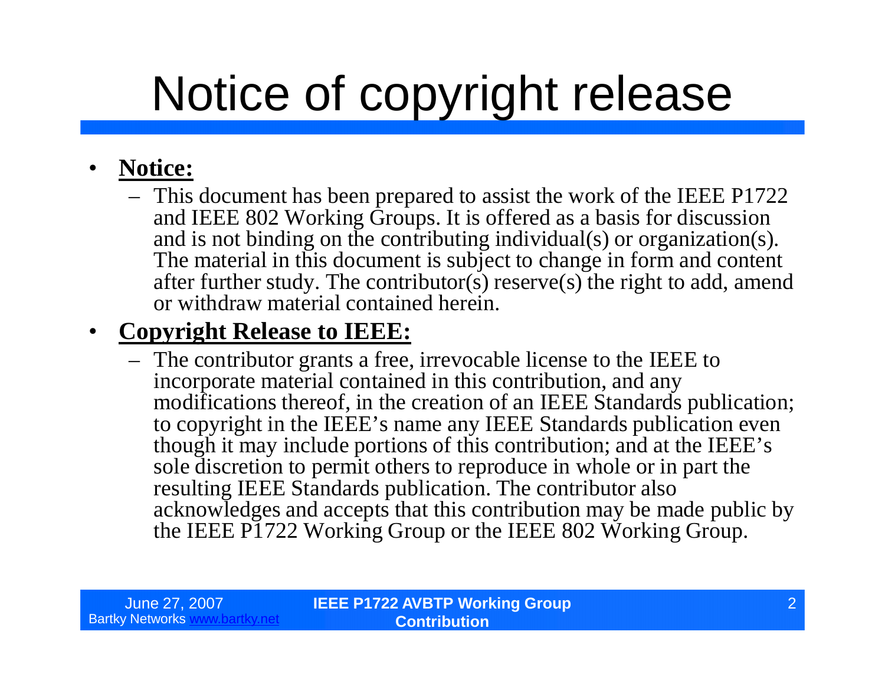# Notice of copyright release

- **Notice:**
  - This document has been prepared to assist the work of the IEEE P1722 and IEEE 802 Working Groups. It is offered as a basis for discussion and is not binding on the contributing individual(s) or organization(s). The material in this document is subject to change in form and content after further study. The contributor(s) reserve(s) the right to add, amend or withdraw material contained herein.
- **Copyright Release to IEEE:**
  - The contributor grants a free, irrevocable license to the IEEE to incorporate material contained in this contribution, and any modifications thereof, in the creation of an IEEE Standards publication; to copyright in the IEEE's name any IEEE Standards publication even though it may include portions of this contribution; and at the IEEE's sole discretion to permit others to reproduce in whole or in part the resulting IEEE Standards publication. The contributor also acknowledges and accepts that this contribution may be made public by the IEEE P1722 Working Group or the IEEE 802 Working Group.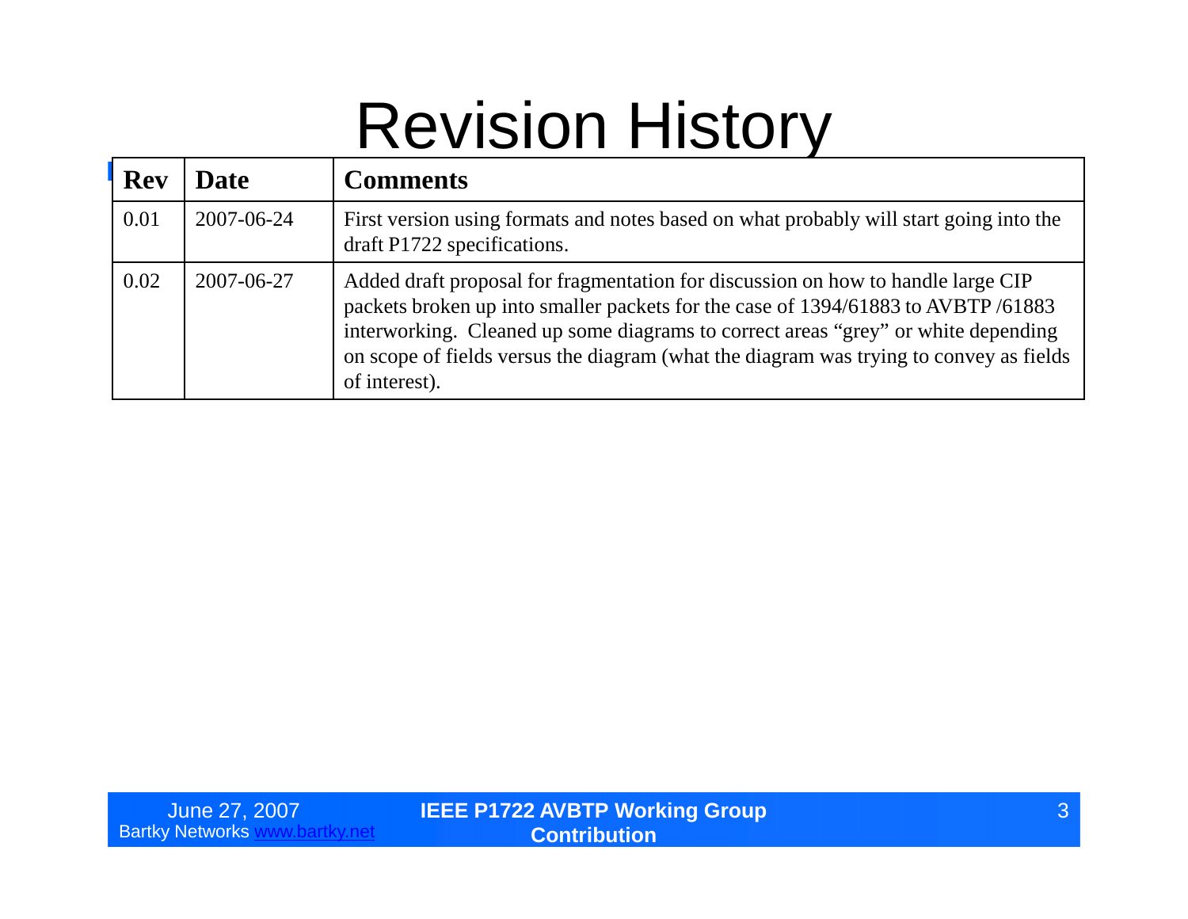# Revision History

| Rev | Date | Comments |
|---|---|---|
| 0.01 | 2007-06-24 | First version using formats and notes based on what probably will start going into the draft P1722 specifications. |
| 0.02 | 2007-06-27 | Added draft proposal for fragmentation for discussion on how to handle large CIP packets broken up into smaller packets for the case of 1394/61883 to AVBTP /61883 interworking. Cleaned up some diagrams to correct areas “grey” or white depending on scope of fields versus the diagram (what the diagram was trying to convey as fields of interest). |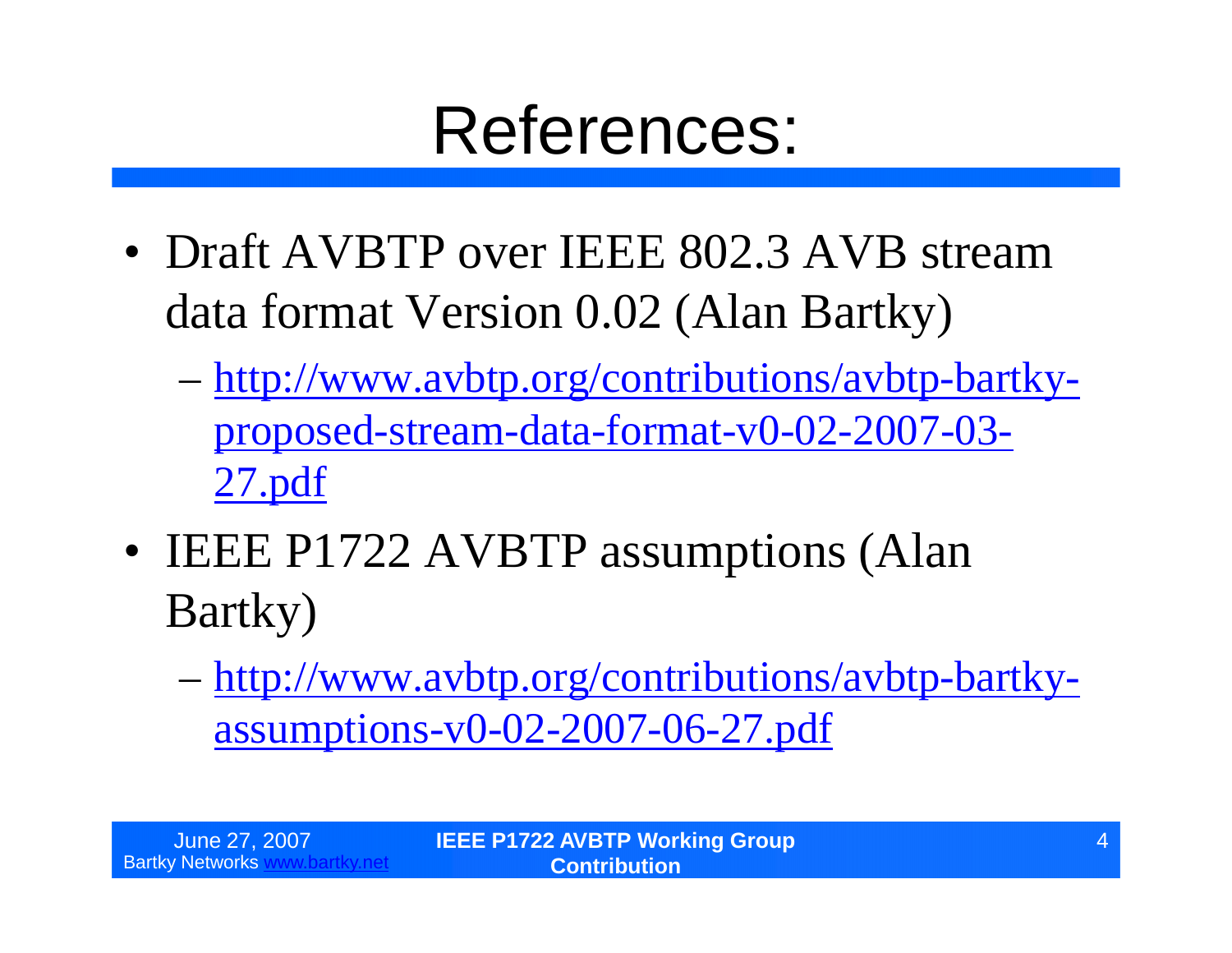# References:

- Draft AVBTP over IEEE 802.3 AVB stream data format Version 0.02 (Alan Bartky)
  - http://www.avbtp.org/contributions/avbtp-bartky-proposed-stream-data-format-v0-02-2007-03-27.pdf
- IEEE P1722 AVBTP assumptions (Alan Bartky)
  - http://www.avbtp.org/contributions/avbtp-bartky-assumptions-v0-02-2007-06-27.pdf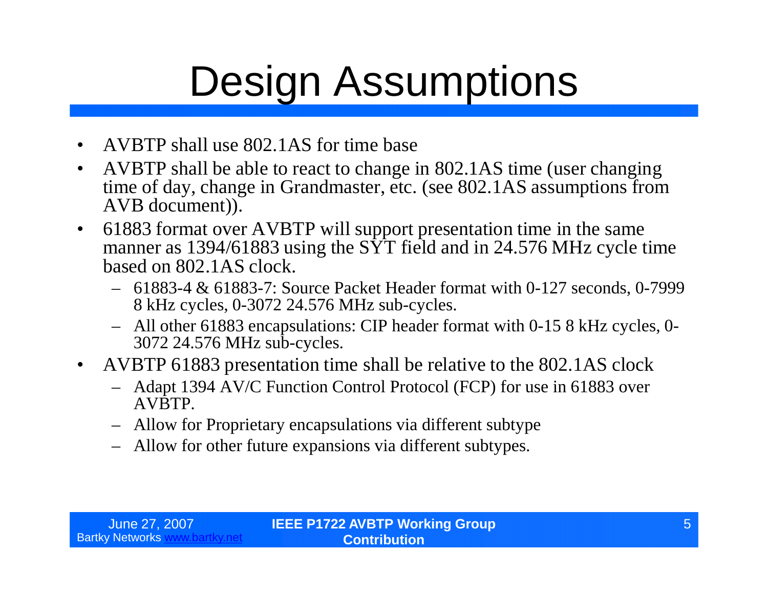# Design Assumptions

- AVBTP shall use 802.1AS for time base
- AVBTP shall be able to react to change in 802.1AS time (user changing time of day, change in Grandmaster, etc. (see 802.1AS assumptions from AVB document)).
- 61883 format over AVBTP will support presentation time in the same manner as 1394/61883 using the SYT field and in 24.576 MHz cycle time based on 802.1AS clock.
  - 61883-4 & 61883-7: Source Packet Header format with 0-127 seconds, 0-7999 8 kHz cycles, 0-3072 24.576 MHz sub-cycles.
  - All other 61883 encapsulations: CIP header format with 0-15 8 kHz cycles, 0-3072 24.576 MHz sub-cycles.
- AVBTP 61883 presentation time shall be relative to the 802.1AS clock
  - Adapt 1394 AV/C Function Control Protocol (FCP) for use in 61883 over AVBTP.
  - Allow for Proprietary encapsulations via different subtype
  - Allow for other future expansions via different subtypes.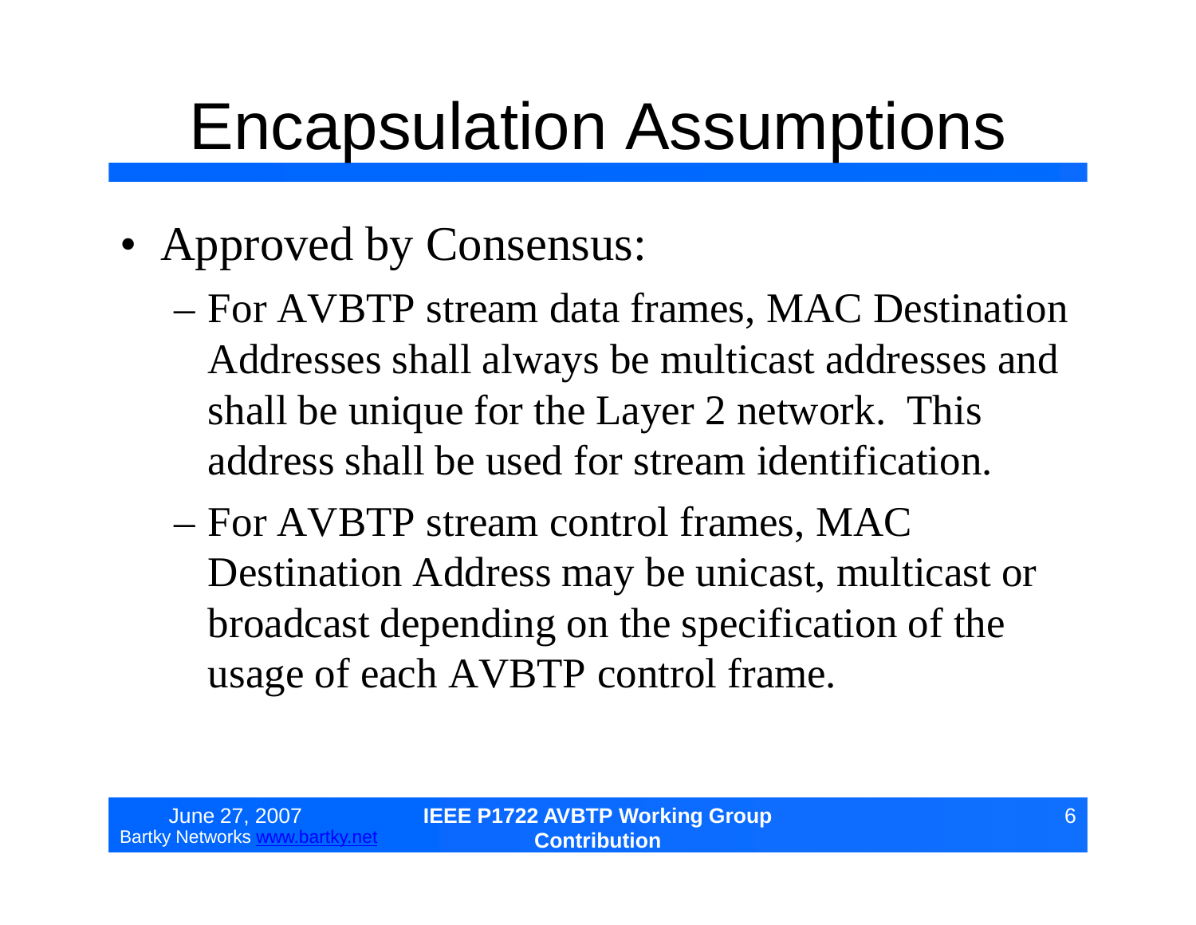# Encapsulation Assumptions

- Approved by Consensus:
  - For AVBTP stream data frames, MAC Destination Addresses shall always be multicast addresses and shall be unique for the Layer 2 network. This address shall be used for stream identification.
  - For AVBTP stream control frames, MAC Destination Address may be unicast, multicast or broadcast depending on the specification of the usage of each AVBTP control frame.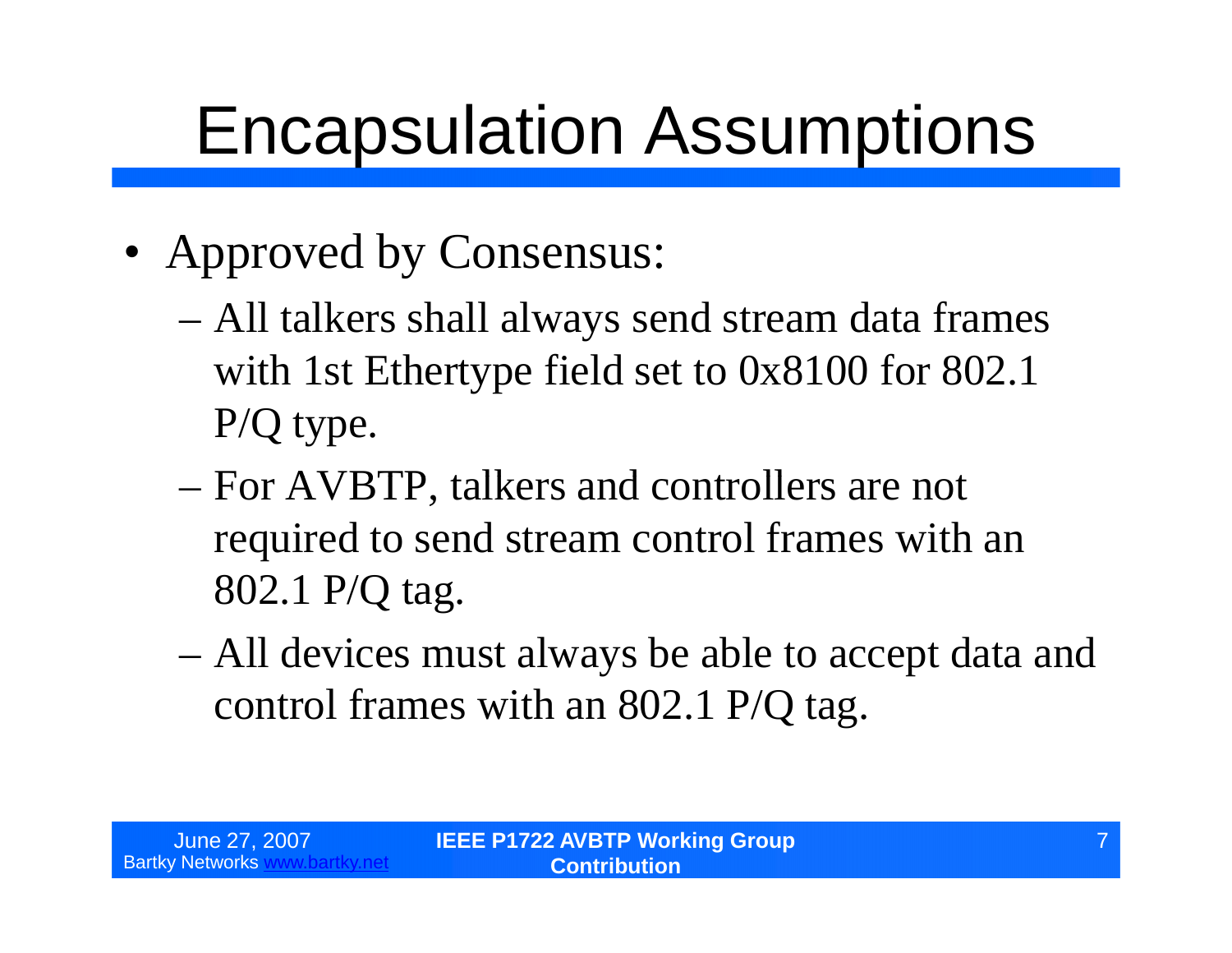# Encapsulation Assumptions

- Approved by Consensus:
  - All talkers shall always send stream data frames with 1st Ethertype field set to 0x8100 for 802.1 P/Q type.
  - For AVBTP, talkers and controllers are not required to send stream control frames with an 802.1 P/Q tag.
  - All devices must always be able to accept data and control frames with an 802.1 P/Q tag.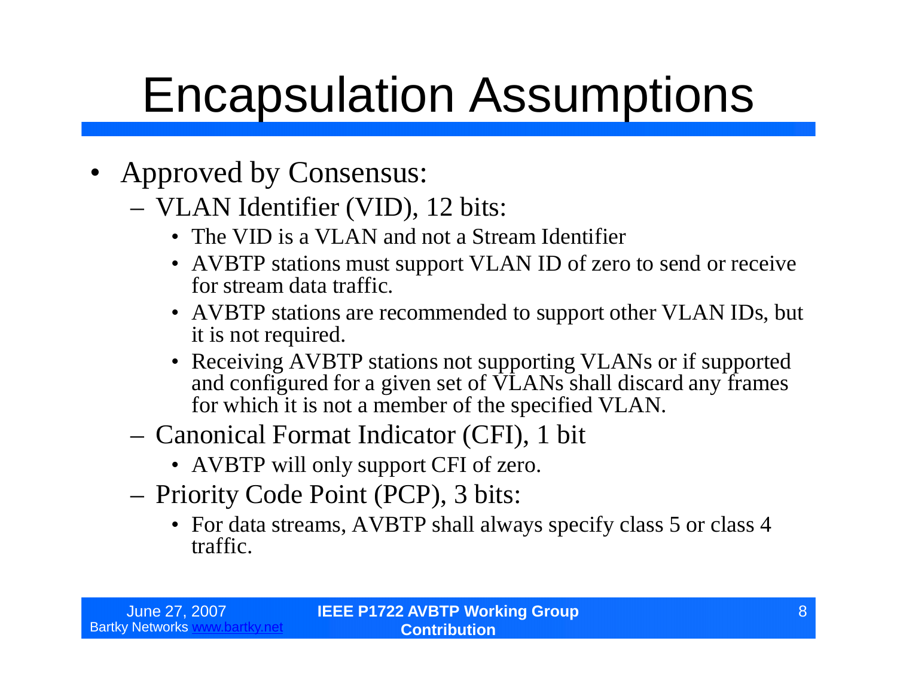# Encapsulation Assumptions

- Approved by Consensus:
  - VLAN Identifier (VID), 12 bits:
    - The VID is a VLAN and not a Stream Identifier
    - AVBTP stations must support VLAN ID of zero to send or receive for stream data traffic.
    - AVBTP stations are recommended to support other VLAN IDs, but it is not required.
    - Receiving AVBTP stations not supporting VLANs or if supported and configured for a given set of VLANs shall discard any frames for which it is not a member of the specified VLAN.
  - Canonical Format Indicator (CFI), 1 bit
    - AVBTP will only support CFI of zero.
  - Priority Code Point (PCP), 3 bits:
    - For data streams, AVBTP shall always specify class 5 or class 4 traffic.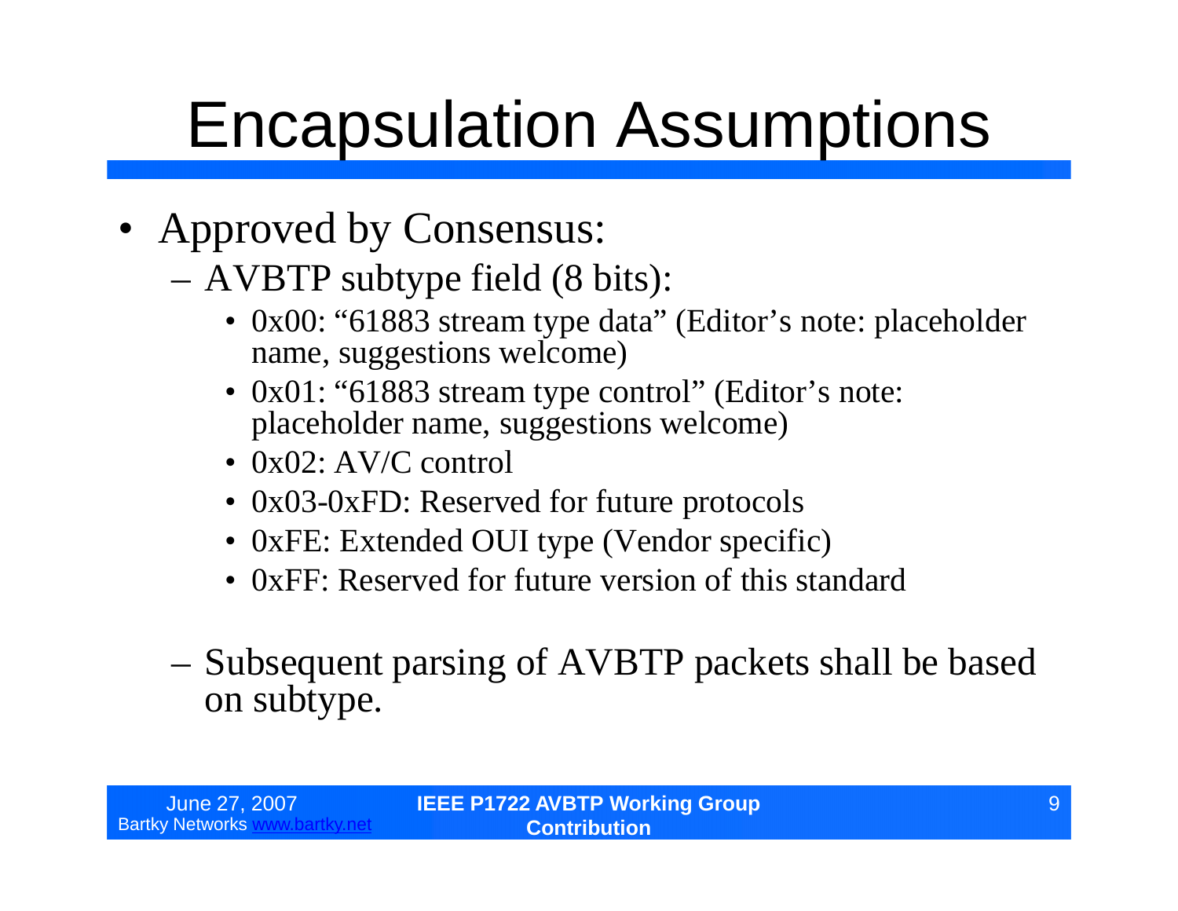# Encapsulation Assumptions

- Approved by Consensus:
  - AVBTP subtype field (8 bits):
    - 0x00: "61883 stream type data" (Editor's note: placeholder name, suggestions welcome)
    - 0x01: "61883 stream type control" (Editor's note: placeholder name, suggestions welcome)
    - 0x02: AV/C control
    - 0x03-0xFD: Reserved for future protocols
    - 0xFE: Extended OUI type (Vendor specific)
    - 0xFF: Reserved for future version of this standard
  - Subsequent parsing of AVBTP packets shall be based on subtype.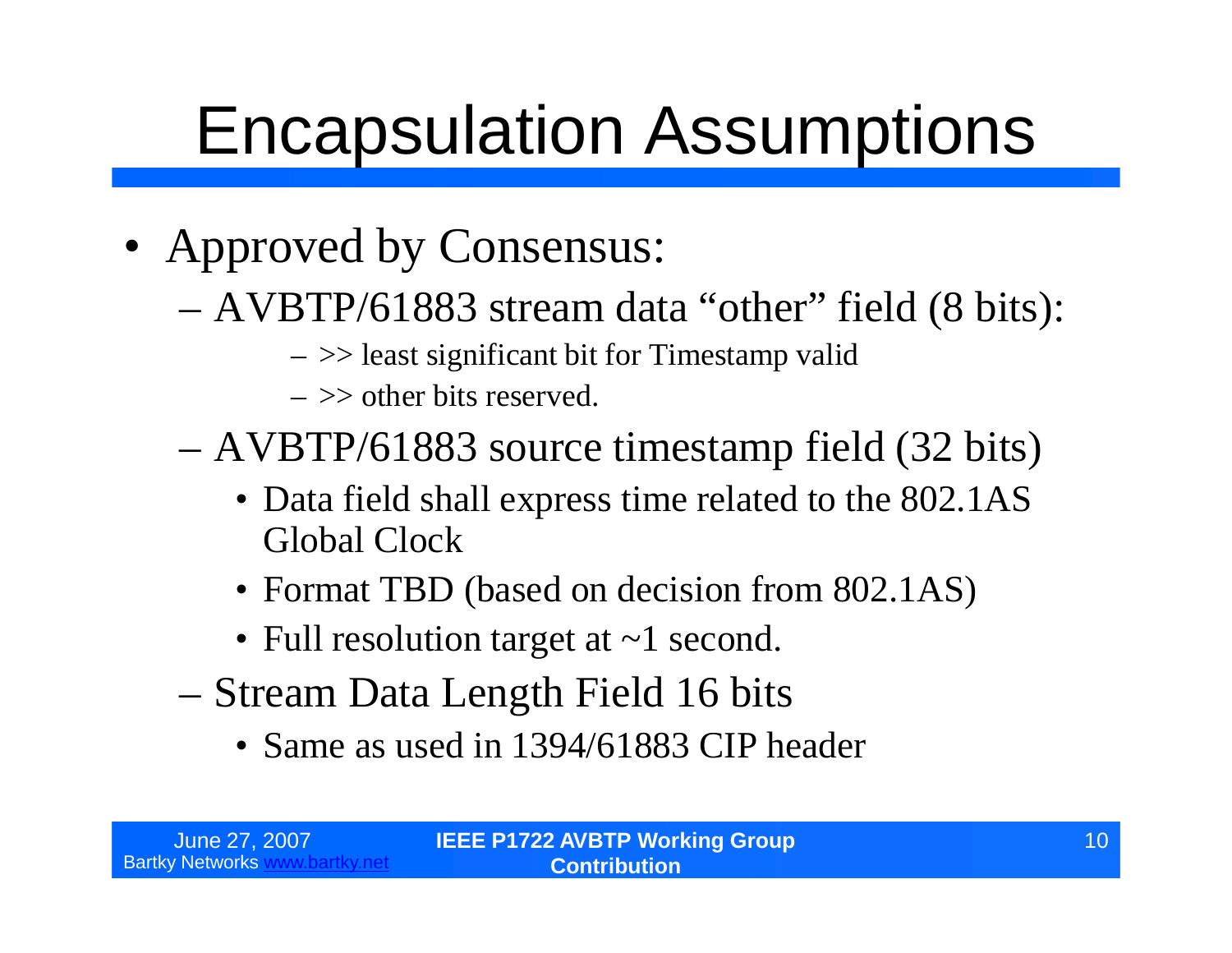# Encapsulation Assumptions

- Approved by Consensus:
  - AVBTP/61883 stream data “other” field (8 bits):
    - >> least significant bit for Timestamp valid
    - >> other bits reserved.
  - AVBTP/61883 source timestamp field (32 bits)
    - Data field shall express time related to the 802.1AS Global Clock
    - Format TBD (based on decision from 802.1AS)
    - Full resolution target at ~1 second.
  - Stream Data Length Field 16 bits
    - Same as used in 1394/61883 CIP header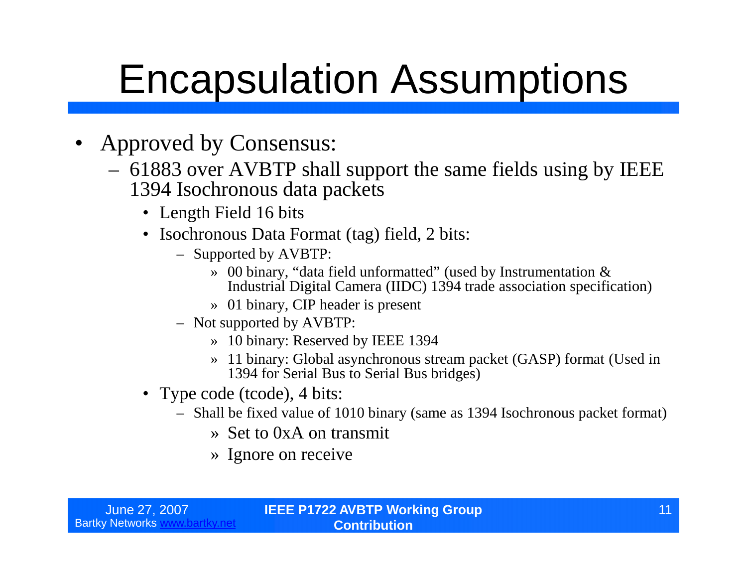# Encapsulation Assumptions

- Approved by Consensus:
  - 61883 over AVBTP shall support the same fields using by IEEE 1394 Isochronous data packets
    - Length Field 16 bits
    - Isochronous Data Format (tag) field, 2 bits:
      - Supported by AVBTP:
        - 00 binary, "data field unformatted" (used by Instrumentation & Industrial Digital Camera (IIDC) 1394 trade association specification)
        - 01 binary, CIP header is present
      - Not supported by AVBTP:
        - 10 binary: Reserved by IEEE 1394
        - 11 binary: Global asynchronous stream packet (GASP) format (Used in 1394 for Serial Bus to Serial Bus bridges)
    - Type code (tcode), 4 bits:
      - Shall be fixed value of 1010 binary (same as 1394 Isochronous packet format)
        - Set to 0xA on transmit
        - Ignore on receive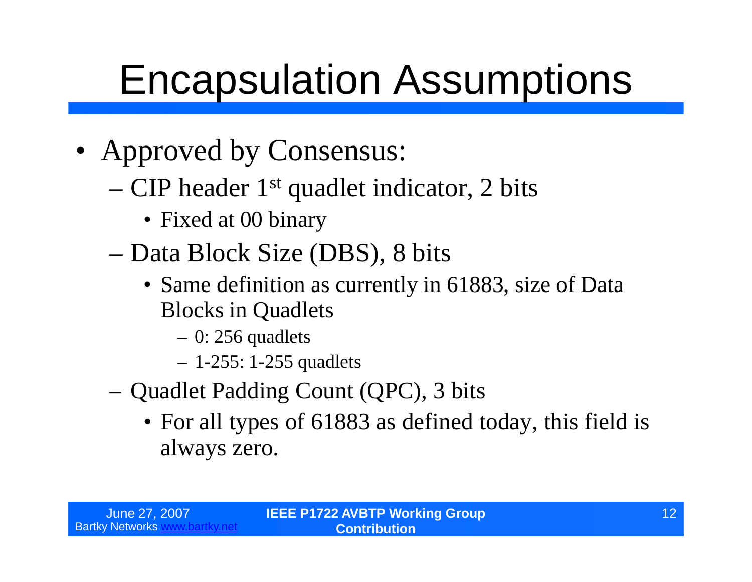# Encapsulation Assumptions

- Approved by Consensus:
  - CIP header 1st quadlet indicator, 2 bits
    - Fixed at 00 binary
  - Data Block Size (DBS), 8 bits
    - Same definition as currently in 61883, size of Data Blocks in Quadlets
      - 0: 256 quadlets
      - 1-255: 1-255 quadlets
  - Quadlet Padding Count (QPC), 3 bits
    - For all types of 61883 as defined today, this field is always zero.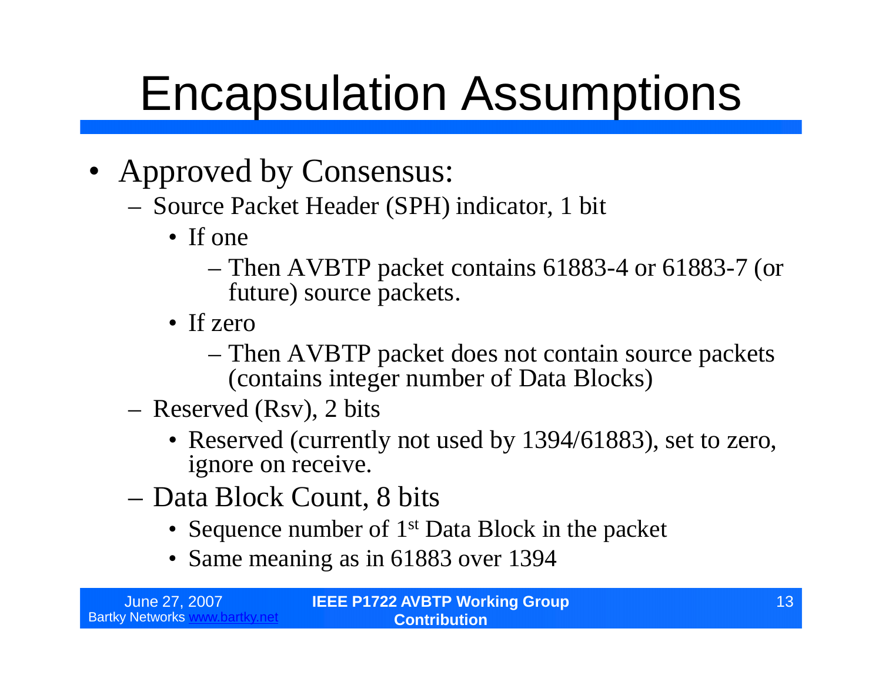# Encapsulation Assumptions

- Approved by Consensus:
  - Source Packet Header (SPH) indicator, 1 bit
    - If one
      - Then AVBTP packet contains 61883-4 or 61883-7 (or future) source packets.
    - If zero
      - Then AVBTP packet does not contain source packets (contains integer number of Data Blocks)
  - Reserved (Rsv), 2 bits
    - Reserved (currently not used by 1394/61883), set to zero, ignore on receive.
  - Data Block Count, 8 bits
    - Sequence number of 1st Data Block in the packet
    - Same meaning as in 61883 over 1394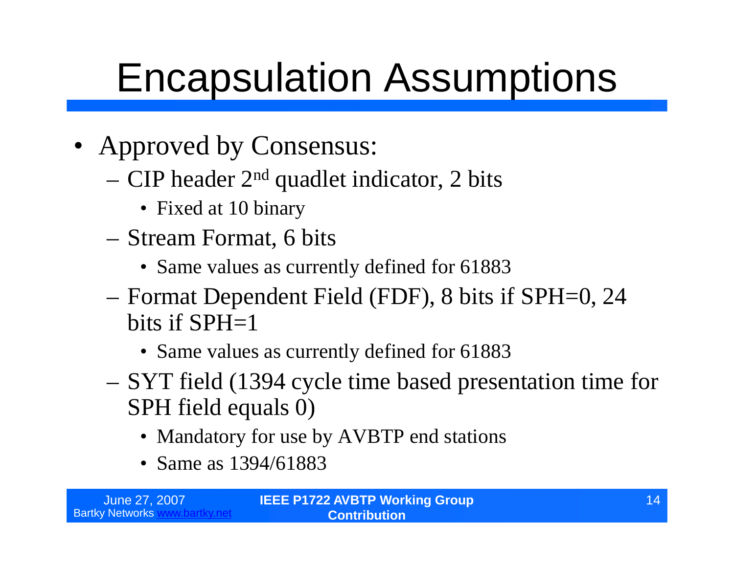# Encapsulation Assumptions

- Approved by Consensus:
  - CIP header 2nd quadlet indicator, 2 bits
    - Fixed at 10 binary
  - Stream Format, 6 bits
    - Same values as currently defined for 61883
  - Format Dependent Field (FDF), 8 bits if SPH=0, 24 bits if SPH=1
    - Same values as currently defined for 61883
  - SYT field (1394 cycle time based presentation time for SPH field equals 0)
    - Mandatory for use by AVBTP end stations
    - Same as 1394/61883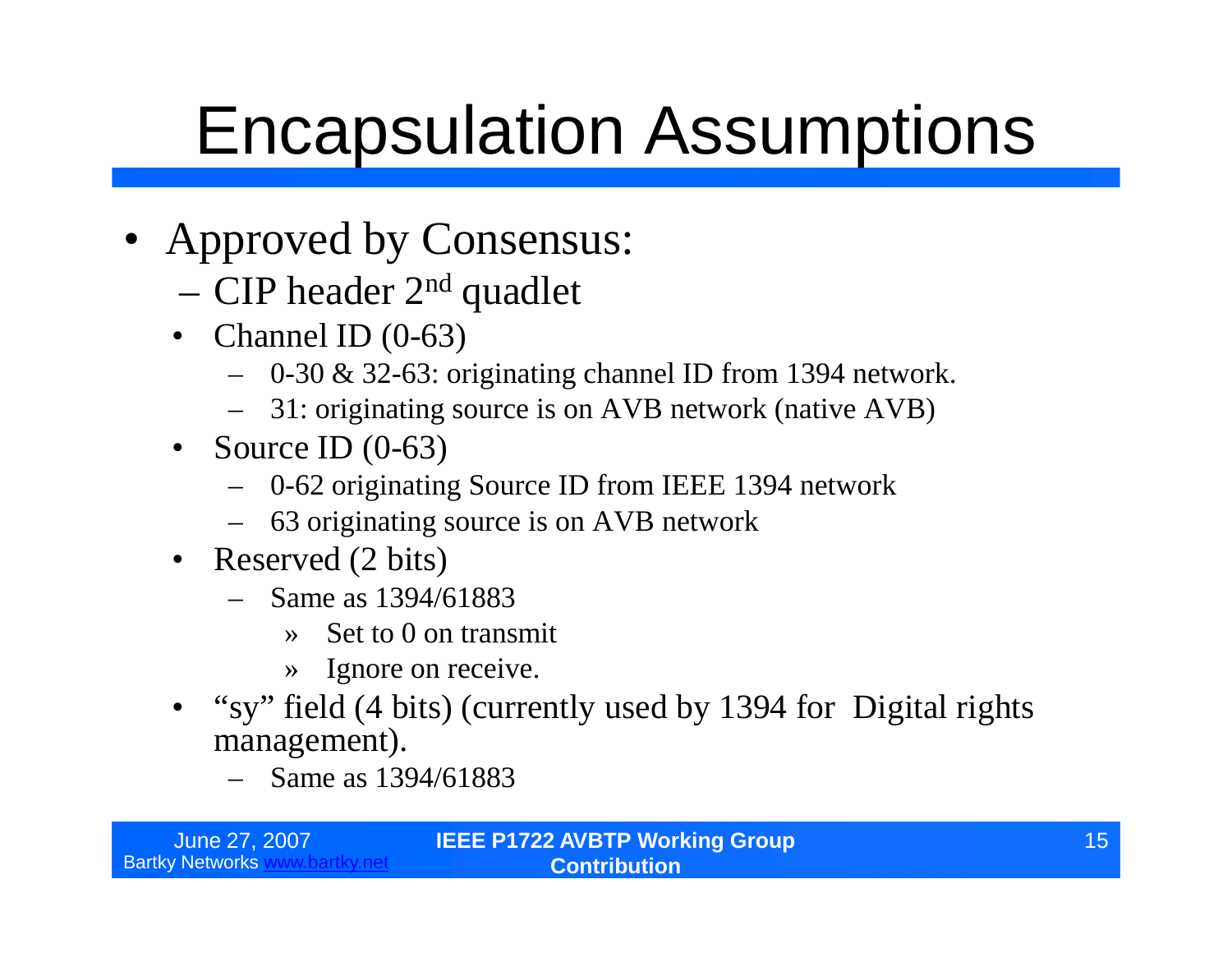# Encapsulation Assumptions

- Approved by Consensus:
  - CIP header 2nd quadlet
    - Channel ID (0-63)
      - 0-30 & 32-63: originating channel ID from 1394 network.
      - 31: originating source is on AVB network (native AVB)
    - Source ID (0-63)
      - 0-62 originating Source ID from IEEE 1394 network
      - 63 originating source is on AVB network
    - Reserved (2 bits)
      - Same as 1394/61883
        - Set to 0 on transmit
        - Ignore on receive.
    - "sy" field (4 bits) (currently used by 1394 for Digital rights management).
      - Same as 1394/61883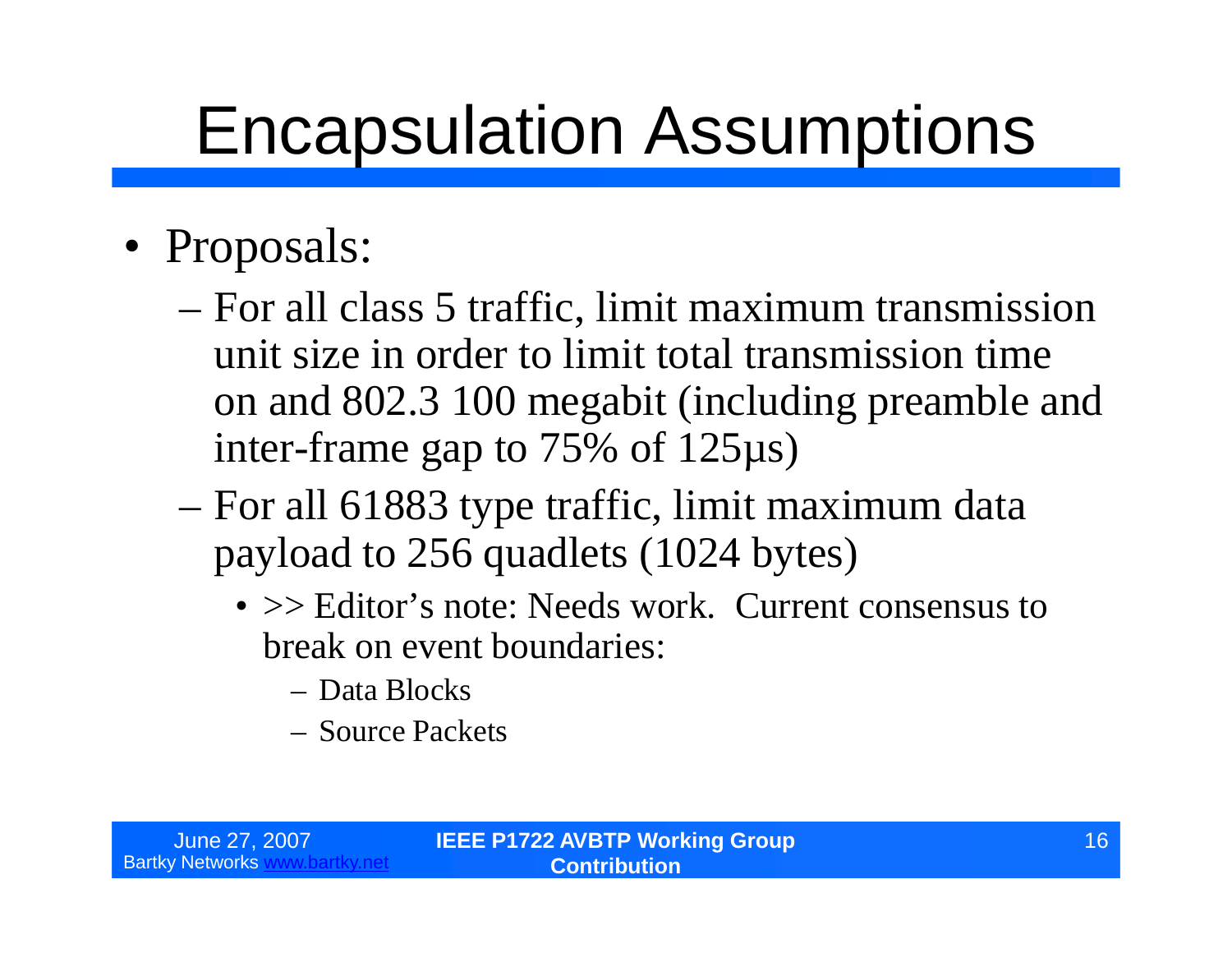# Encapsulation Assumptions

- Proposals:
  - For all class 5 traffic, limit maximum transmission unit size in order to limit total transmission time on and 802.3 100 megabit (including preamble and inter-frame gap to 75% of 125µs)
  - For all 61883 type traffic, limit maximum data payload to 256 quadlets (1024 bytes)
    - >> Editor's note: Needs work. Current consensus to break on event boundaries:
      - Data Blocks
      - Source Packets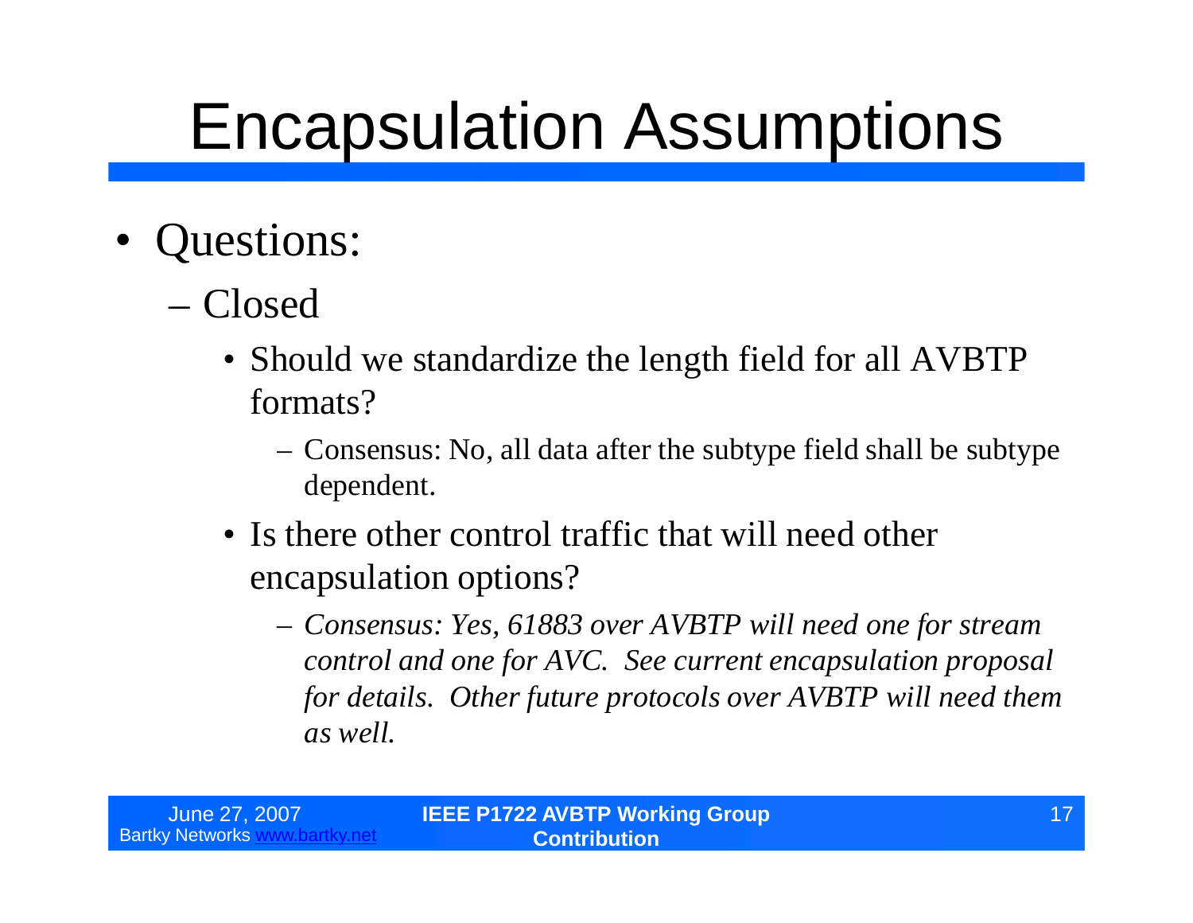# Encapsulation Assumptions

- Questions:
  - Closed
    - Should we standardize the length field for all AVBTP formats?
      - Consensus: No, all data after the subtype field shall be subtype dependent.
    - Is there other control traffic that will need other encapsulation options?
      - *Consensus: Yes, 61883 over AVBTP will need one for stream control and one for AVC. See current encapsulation proposal for details. Other future protocols over AVBTP will need them as well.*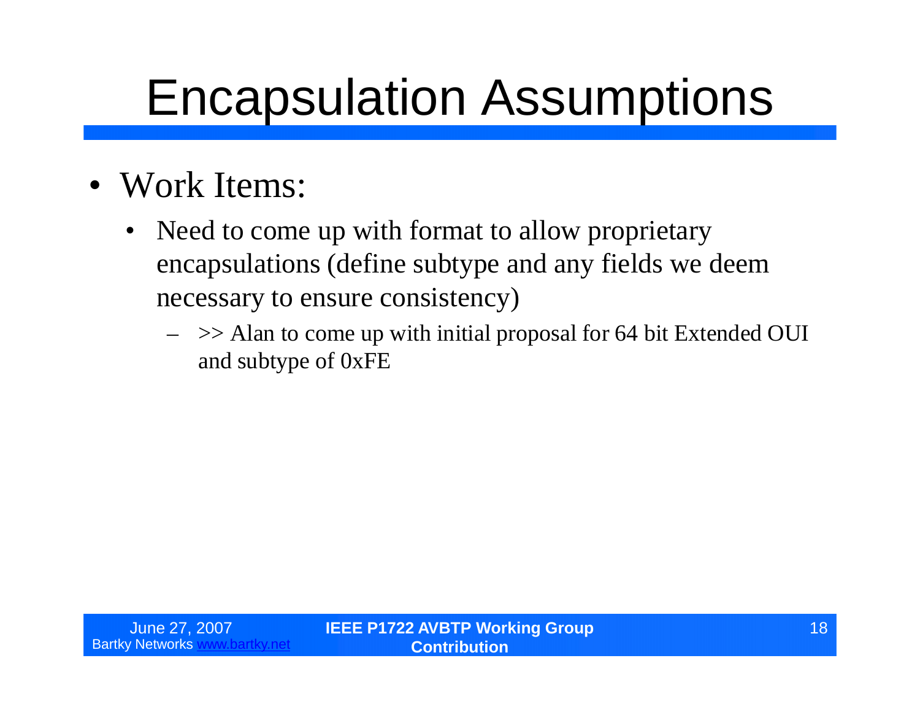# Encapsulation Assumptions

- Work Items:
  - Need to come up with format to allow proprietary encapsulations (define subtype and any fields we deem necessary to ensure consistency)
    - >> Alan to come up with initial proposal for 64 bit Extended OUI and subtype of 0xFE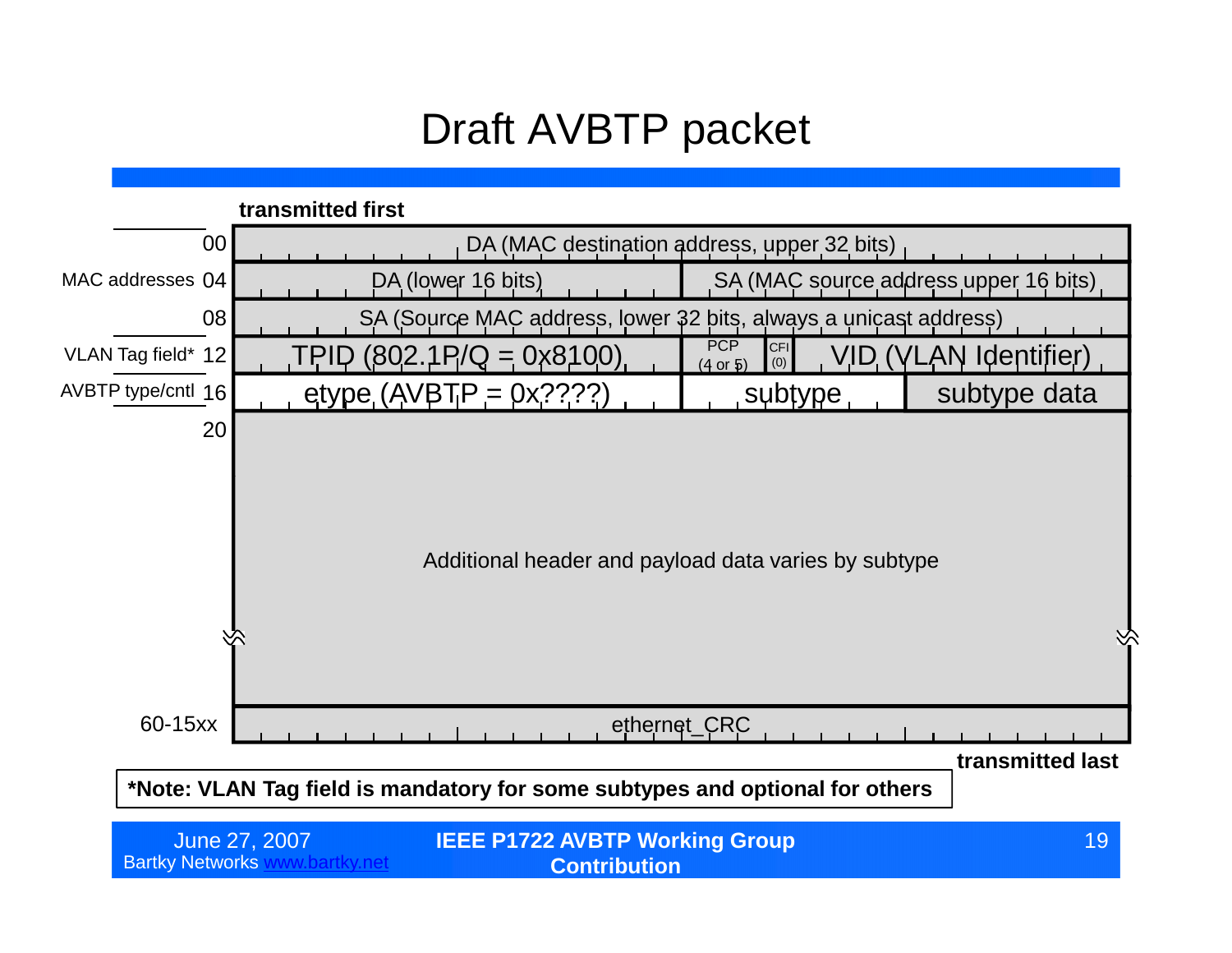# Draft AVBTP packet

**transmitted first**

| Offset | Field | | | | |
|---|---|---|---|---|---|
| 00 | DA (MAC destination address, upper 32 bits) | | | | |
| 04 (MAC addresses) | DA (lower 16 bits) | | SA (MAC source address upper 16 bits) | | |
| 08 | SA (Source MAC address, lower 32 bits, always a unicast address) | | | | |
| 12 (VLAN Tag field*) | TPID (802.1P/Q = 0x8100) | PCP (4 or 5) | CFI (0) | VID (VLAN Identifier) | |
| 16 (AVBTP type/cntl) | etype (AVBTP = 0x????) | subtype | | subtype data | |
| 20 | Additional header and payload data varies by subtype | | | | |
| 60-15xx | ethernet_CRC | | | | |

**transmitted last**

***Note: VLAN Tag field is mandatory for some subtypes and optional for others**

June 27, 2007
Bartky Networks www.bartky.net

**IEEE P1722 AVBTP Working Group Contribution**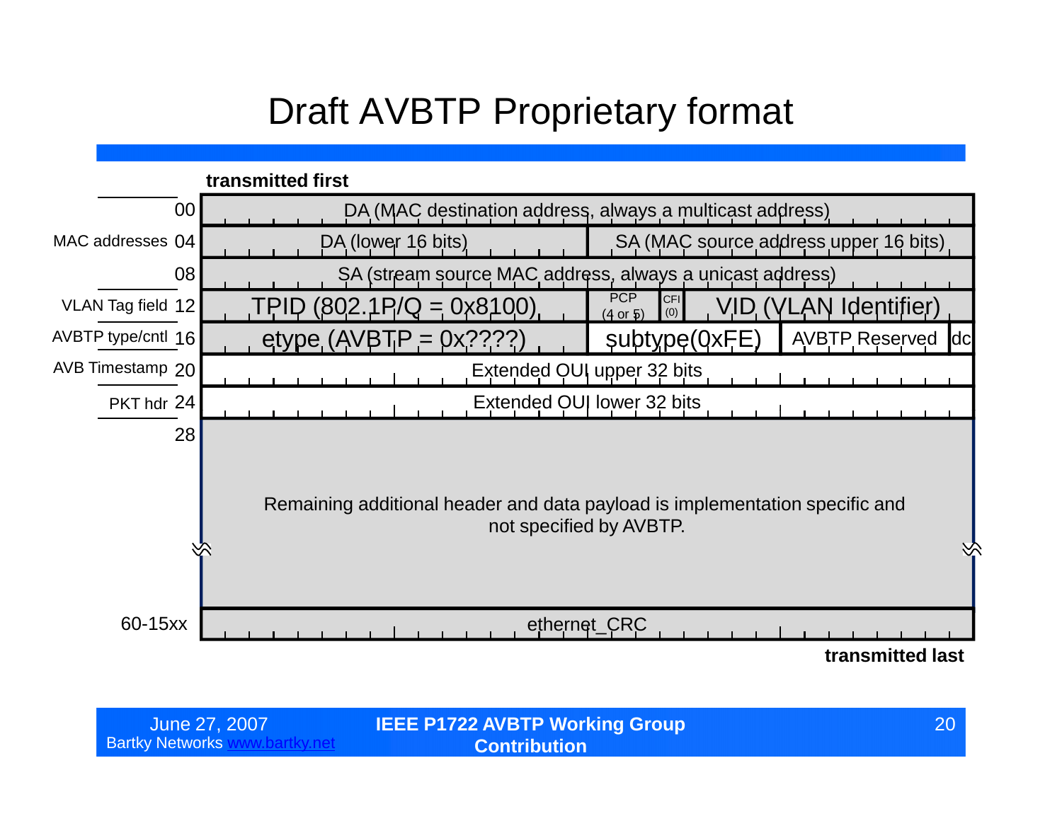# Draft AVBTP Proprietary format

**transmitted first**

| Label | Offset | Fields | | | | |
|---|---|---|---|---|---|---|
| | 00 | DA (MAC destination address, always a multicast address) | | | | |
| MAC addresses | 04 | DA (lower 16 bits) | SA (MAC source address upper 16 bits) | | | |
| | 08 | SA (stream source MAC address, always a unicast address) | | | | |
| VLAN Tag field | 12 | TPID (802.1P/Q = 0x8100) | PCP (4 or 5) | CFI (0) | VID (VLAN Identifier) | |
| AVBTP type/cntl | 16 | etype (AVBTP = 0x????) | subtype(0xFE) | AVBTP Reserved | | dc |
| AVB Timestamp | 20 | Extended OUI upper 32 bits | | | | |
| PKT hdr | 24 | Extended OUI lower 32 bits | | | | |
| | 28 | Remaining additional header and data payload is implementation specific and not specified by AVBTP. | | | | |
| | 60-15xx | ethernet_CRC | | | | |

**transmitted last**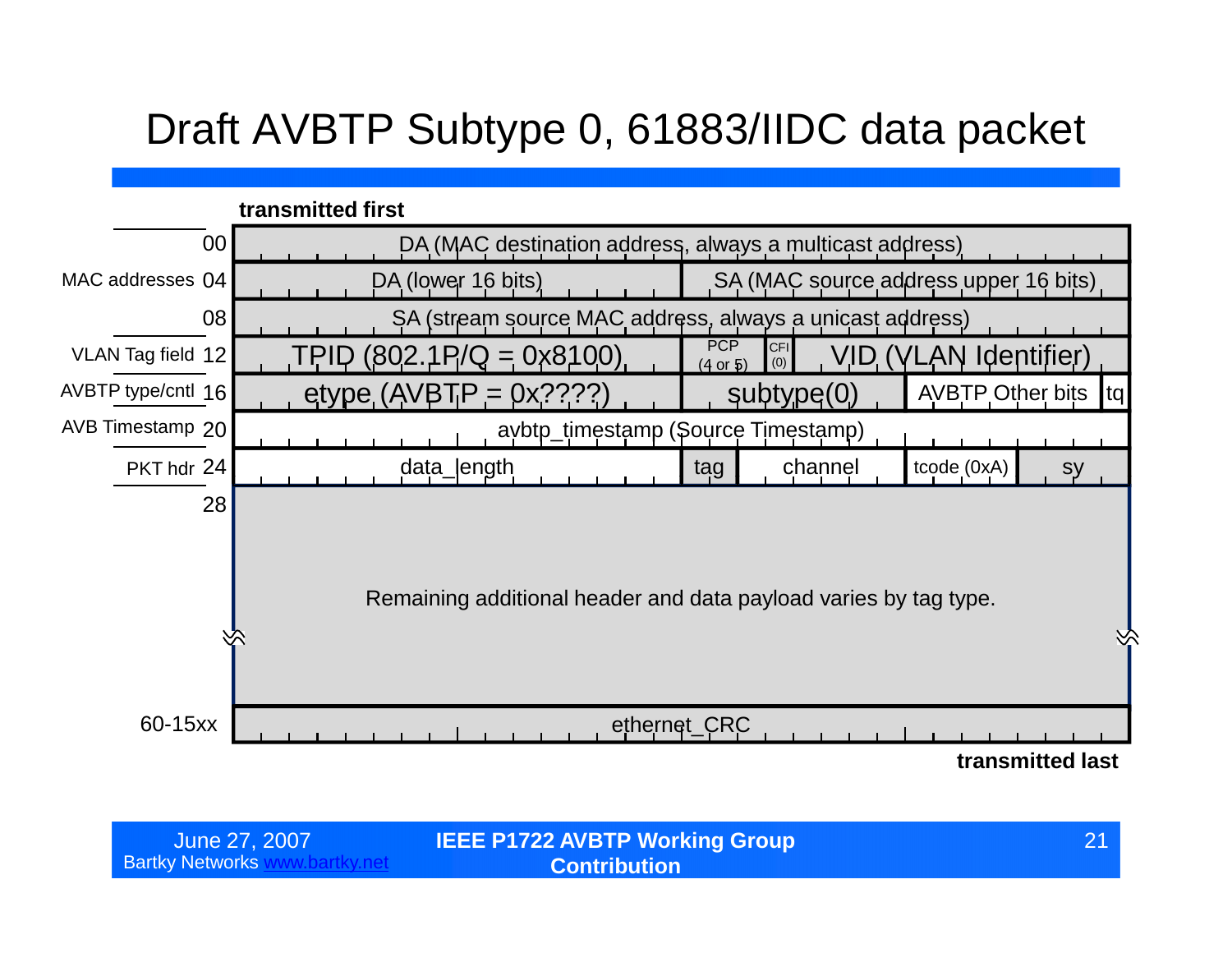# Draft AVBTP Subtype 0, 61883/IIDC data packet

**transmitted first**

| Section | Offset | Fields |
|---|---|---|
| MAC addresses | 00 | DA (MAC destination address, always a multicast address) |
| | 04 | DA (lower 16 bits) \| SA (MAC source address upper 16 bits) |
| | 08 | SA (stream source MAC address, always a unicast address) |
| VLAN Tag field | 12 | TPID (802.1P/Q = 0x8100) \| PCP (4 or 5) \| CFI (0) \| VID (VLAN Identifier) |
| AVBTP type/cntl | 16 | etype (AVBTP = 0x????) \| subtype(0) \| AVBTP Other bits \| tq |
| AVB Timestamp | 20 | avbtp_timestamp (Source Timestamp) |
| PKT hdr | 24 | data_length \| tag \| channel \| tcode (0xA) \| sy |
| | 28 | Remaining additional header and data payload varies by tag type. |
| | 60-15xx | ethernet_CRC |

**transmitted last**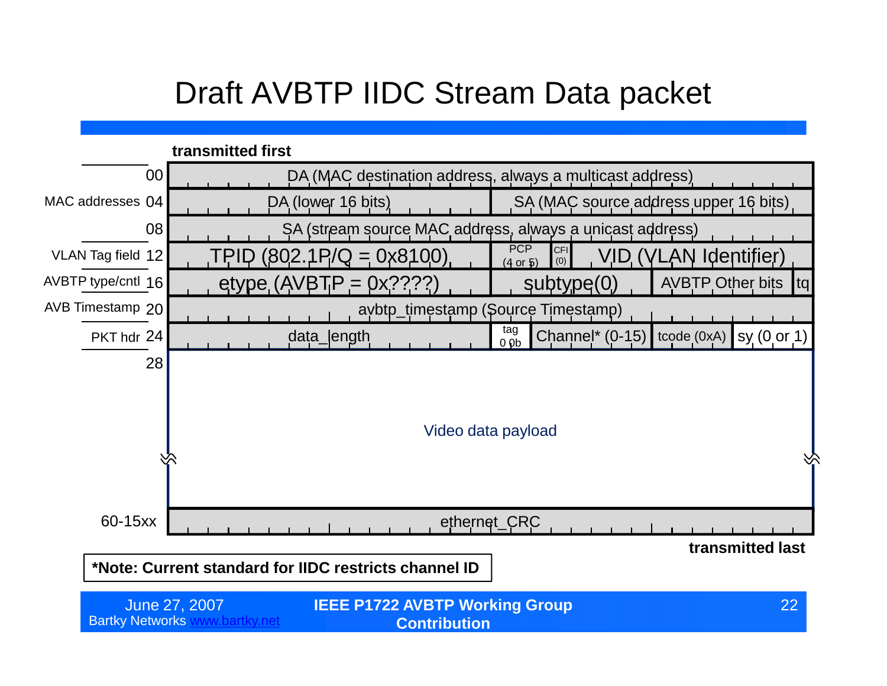# Draft AVBTP IIDC Stream Data packet

**transmitted first**

| | Offset | Fields | | | | | |
|---|---|---|---|---|---|---|---|
| | 00 | DA (MAC destination address, always a multicast address) | | | | | |
| MAC addresses | 04 | DA (lower 16 bits) | | SA (MAC source address upper 16 bits) | | | |
| | 08 | SA (stream source MAC address, always a unicast address) | | | | | |
| VLAN Tag field | 12 | TPID (802.1P/Q = 0x8100) | PCP (4 or 5) | CFI (0) | VID (VLAN Identifier) | | |
| AVBTP type/cntl | 16 | etype (AVBTP = 0x????) | subtype(0) | | AVBTP Other bits | tq | |
| AVB Timestamp | 20 | avbtp_timestamp (Source Timestamp) | | | | | |
| PKT hdr | 24 | data_length | tag 0 0b | Channel* (0-15) | tcode (0xA) | sy (0 or 1) | |
| | 28 | Video data payload | | | | | |
| | 60-15xx | ethernet_CRC | | | | | |

**transmitted last**

**\*Note: Current standard for IIDC restricts channel ID**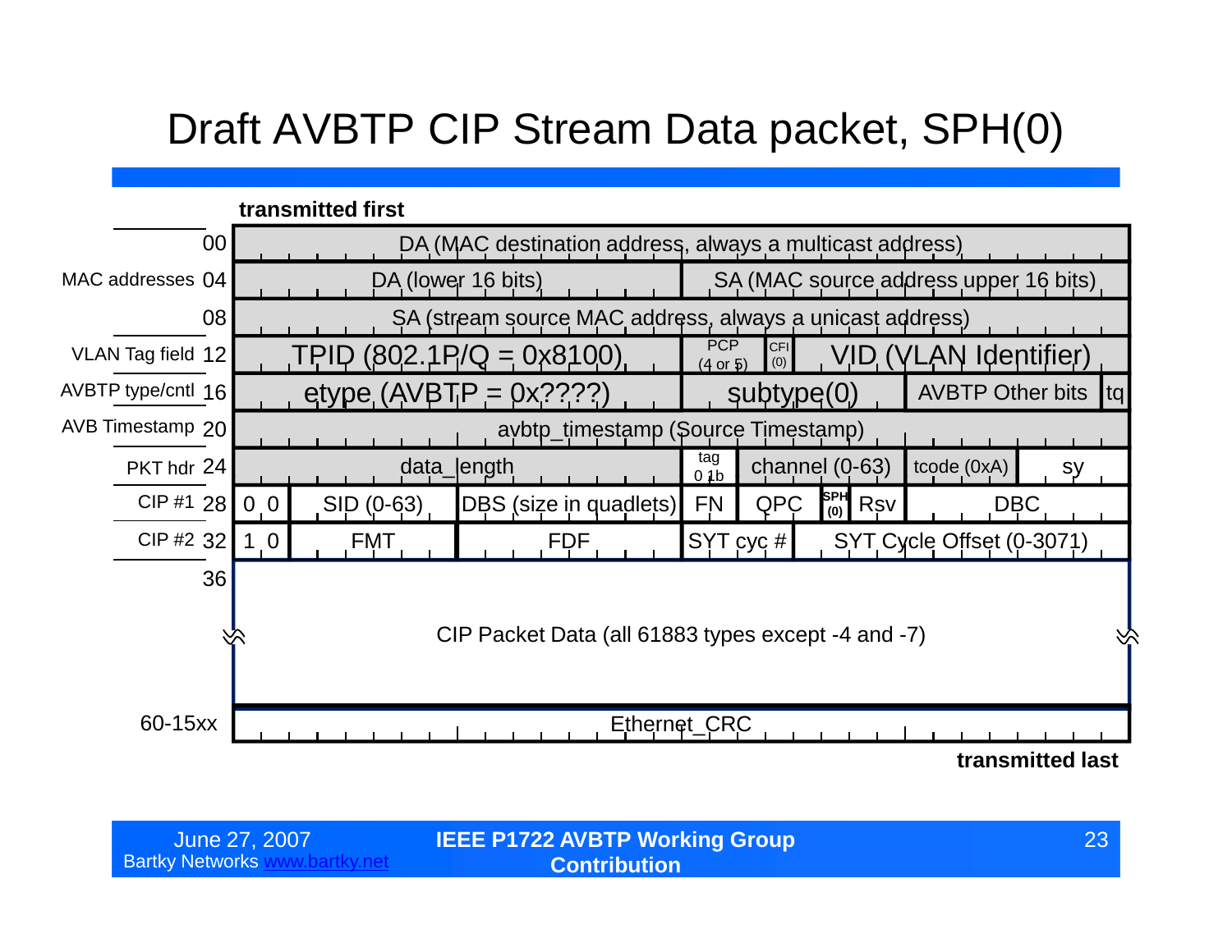# Draft AVBTP CIP Stream Data packet, SPH(0)

**transmitted first**

| Offset | Field label | Contents |
|---|---|---|
| 00 | | DA (MAC destination address, always a multicast address) |
| 04 | MAC addresses | DA (lower 16 bits) \| SA (MAC source address upper 16 bits) |
| 08 | | SA (stream source MAC address, always a unicast address) |
| 12 | VLAN Tag field | TPID (802.1P/Q = 0x8100) \| PCP (4 or 5) \| CFI (0) \| VID (VLAN Identifier) |
| 16 | AVBTP type/cntl | etype (AVBTP = 0x????) \| subtype(0) \| AVBTP Other bits \| tq |
| 20 | AVB Timestamp | avbtp_timestamp (Source Timestamp) |
| 24 | PKT hdr | data_length \| tag 0 1b \| channel (0-63) \| tcode (0xA) \| sy |
| 28 | CIP #1 | 0 0 \| SID (0-63) \| DBS (size in quadlets) \| FN \| QPC \| SPH (0) \| Rsv \| DBC |
| 32 | CIP #2 | 1 0 \| FMT \| FDF \| SYT cyc # \| SYT Cycle Offset (0-3071) |
| 36 | | CIP Packet Data (all 61883 types except -4 and -7) |
| 60-15xx | | Ethernet_CRC |

**transmitted last**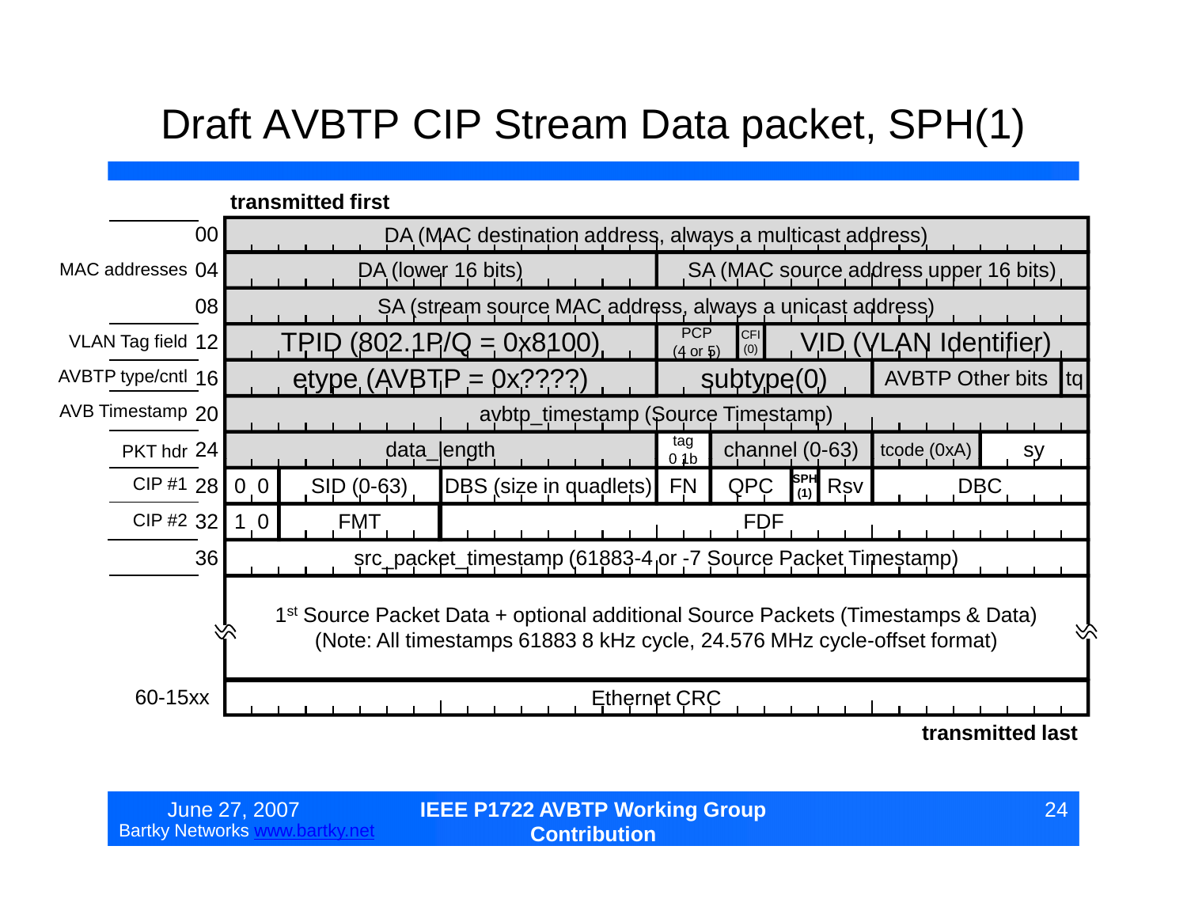# Draft AVBTP CIP Stream Data packet, SPH(1)

**transmitted first**

| Label | Offset | Fields |
|---|---|---|
| | 00 | DA (MAC destination address, always a multicast address) |
| MAC addresses | 04 | DA (lower 16 bits) \| SA (MAC source address upper 16 bits) |
| | 08 | SA (stream source MAC address, always a unicast address) |
| VLAN Tag field | 12 | TPID (802.1P/Q = 0x8100) \| PCP (4 or 5) \| CFI (0) \| VID (VLAN Identifier) |
| AVBTP type/cntl | 16 | etype (AVBTP = 0x????) \| subtype(0) \| AVBTP Other bits \| tq |
| AVB Timestamp | 20 | avbtp_timestamp (Source Timestamp) |
| PKT hdr | 24 | data_length \| tag 01b \| channel (0-63) \| tcode (0xA) \| sy |
| CIP #1 | 28 | 0 0 \| SID (0-63) \| DBS (size in quadlets) \| FN \| QPC \| SPH (1) \| Rsv \| DBC |
| CIP #2 | 32 | 1 0 \| FMT \| FDF |
| | 36 | src_packet_timestamp (61883-4 or -7 Source Packet Timestamp) |
| | | 1st Source Packet Data + optional additional Source Packets (Timestamps & Data) (Note: All timestamps 61883 8 kHz cycle, 24.576 MHz cycle-offset format) |
| | 60-15xx | Ethernet CRC |

**transmitted last**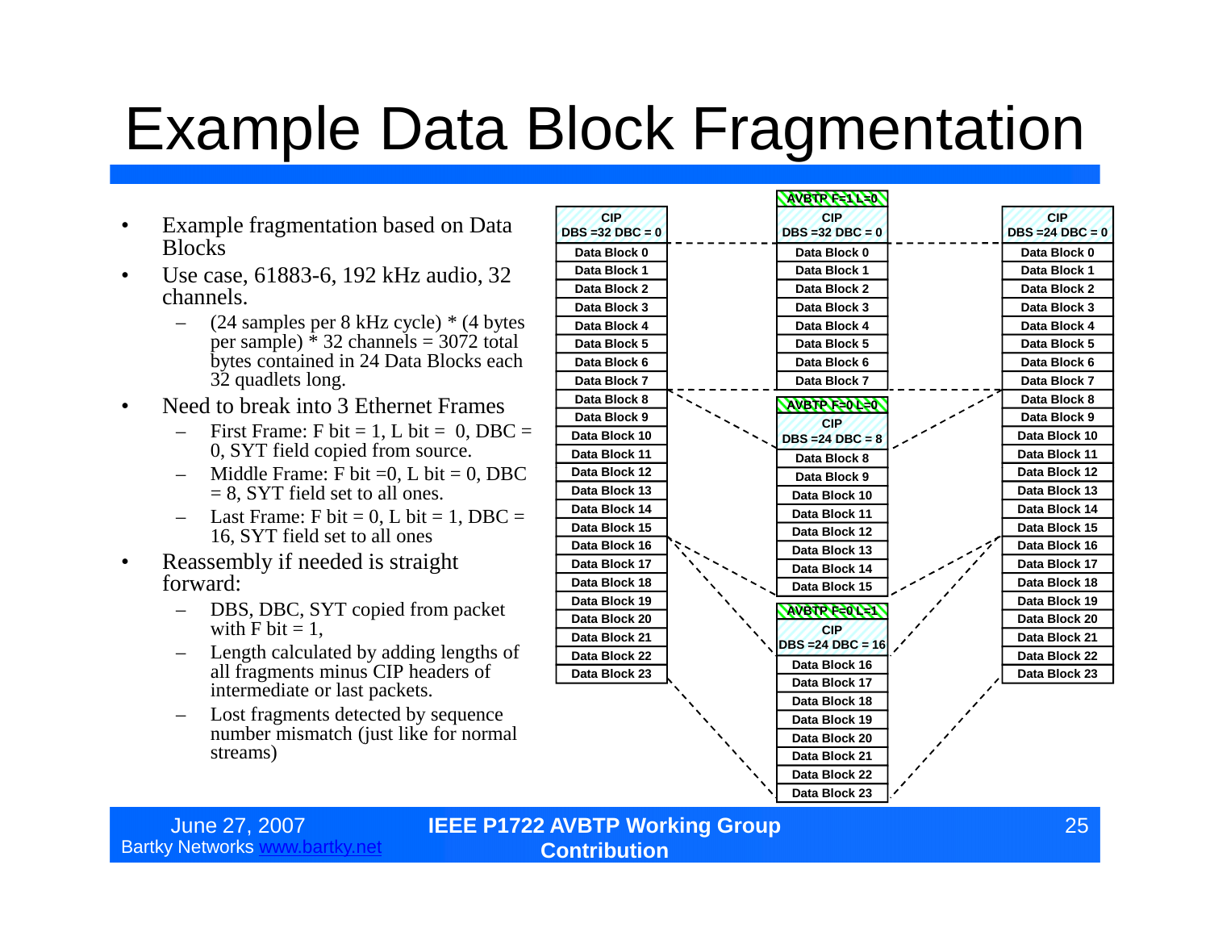# Example Data Block Fragmentation

- Example fragmentation based on Data Blocks
- Use case, 61883-6, 192 kHz audio, 32 channels.
  - (24 samples per 8 kHz cycle) * (4 bytes per sample) * 32 channels = 3072 total bytes contained in 24 Data Blocks each 32 quadlets long.
- Need to break into 3 Ethernet Frames
  - First Frame: F bit = 1, L bit = 0, DBC = 0, SYT field copied from source.
  - Middle Frame: F bit =0, L bit = 0, DBC = 8, SYT field set to all ones.
  - Last Frame: F bit = 0, L bit = 1, DBC = 16, SYT field set to all ones
- Reassembly if needed is straight forward:
  - DBS, DBC, SYT copied from packet with F bit = 1,
  - Length calculated by adding lengths of all fragments minus CIP headers of intermediate or last packets.
  - Lost fragments detected by sequence number mismatch (just like for normal streams)

| CIP DBS =32 DBC = 0 |
|---|
| Data Block 0 |
| Data Block 1 |
| Data Block 2 |
| Data Block 3 |
| Data Block 4 |
| Data Block 5 |
| Data Block 6 |
| Data Block 7 |
| Data Block 8 |
| Data Block 9 |
| Data Block 10 |
| Data Block 11 |
| Data Block 12 |
| Data Block 13 |
| Data Block 14 |
| Data Block 15 |
| Data Block 16 |
| Data Block 17 |
| Data Block 18 |
| Data Block 19 |
| Data Block 20 |
| Data Block 21 |
| Data Block 22 |
| Data Block 23 |

| AVBTP F=1 L=0 |
|---|
| CIP DBS =32 DBC = 0 |
| Data Block 0 |
| Data Block 1 |
| Data Block 2 |
| Data Block 3 |
| Data Block 4 |
| Data Block 5 |
| Data Block 6 |
| Data Block 7 |

| AVBTP F=0 L=0 |
|---|
| CIP DBS =24 DBC = 8 |
| Data Block 8 |
| Data Block 9 |
| Data Block 10 |
| Data Block 11 |
| Data Block 12 |
| Data Block 13 |
| Data Block 14 |
| Data Block 15 |

| AVBTP F=0 L=1 |
|---|
| CIP DBS =24 DBC = 16 |
| Data Block 16 |
| Data Block 17 |
| Data Block 18 |
| Data Block 19 |
| Data Block 20 |
| Data Block 21 |
| Data Block 22 |
| Data Block 23 |

| CIP DBS =24 DBC = 0 |
|---|
| Data Block 0 |
| Data Block 1 |
| Data Block 2 |
| Data Block 3 |
| Data Block 4 |
| Data Block 5 |
| Data Block 6 |
| Data Block 7 |
| Data Block 8 |
| Data Block 9 |
| Data Block 10 |
| Data Block 11 |
| Data Block 12 |
| Data Block 13 |
| Data Block 14 |
| Data Block 15 |
| Data Block 16 |
| Data Block 17 |
| Data Block 18 |
| Data Block 19 |
| Data Block 20 |
| Data Block 21 |
| Data Block 22 |
| Data Block 23 |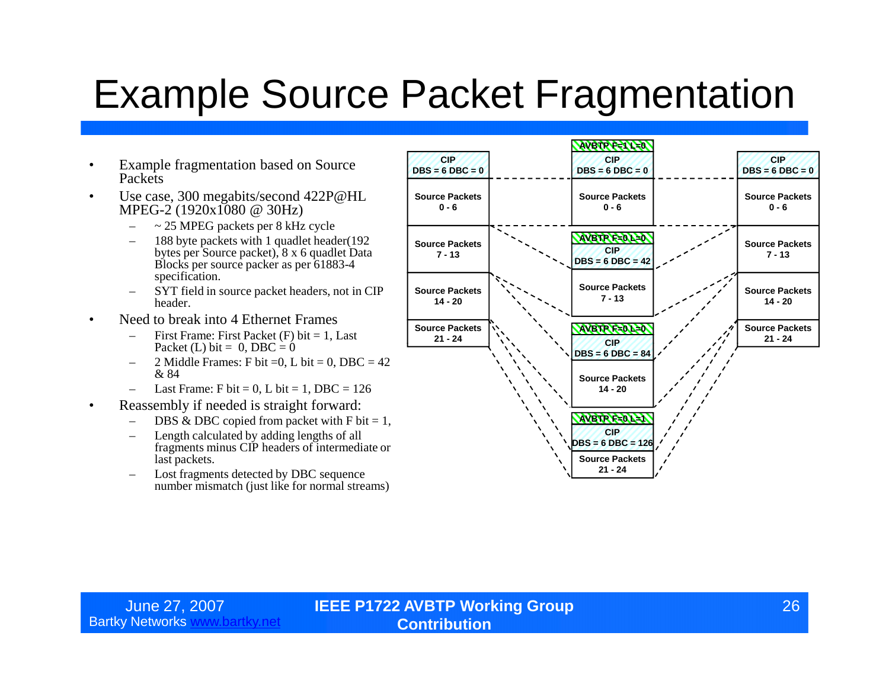# Example Source Packet Fragmentation

- Example fragmentation based on Source Packets
- Use case, 300 megabits/second 422P@HL MPEG-2 (1920x1080 @ 30Hz)
  - ~ 25 MPEG packets per 8 kHz cycle
  - 188 byte packets with 1 quadlet header(192 bytes per Source packet), 8 x 6 quadlet Data Blocks per source packer as per 61883-4 specification.
  - SYT field in source packet headers, not in CIP header.
- Need to break into 4 Ethernet Frames
  - First Frame: First Packet (F) bit = 1, Last Packet (L) bit = 0, DBC = 0
  - 2 Middle Frames: F bit =0, L bit = 0, DBC = 42 & 84
  - Last Frame: F bit = 0, L bit = 1, DBC = 126
- Reassembly if needed is straight forward:
  - DBS & DBC copied from packet with F bit = 1,
  - Length calculated by adding lengths of all fragments minus CIP headers of intermediate or last packets.
  - Lost fragments detected by DBC sequence number mismatch (just like for normal streams)

CIP
DBS = 6 DBC = 0
Source Packets
0 - 6
Source Packets
7 - 13
Source Packets
14 - 20
Source Packets
21 - 24

AVBTP F=1 L=0
CIP
DBS = 6 DBC = 0
Source Packets
0 - 6
AVBTP F=0 L=0
CIP
DBS = 6 DBC = 42
Source Packets
7 - 13
AVBTP F=0 L=0
CIP
DBS = 6 DBC = 84
Source Packets
14 - 20
AVBTP F=0 L=1
CIP
DBS = 6 DBC = 126
Source Packets
21 - 24

CIP
DBS = 6 DBC = 0
Source Packets
0 - 6
Source Packets
7 - 13
Source Packets
14 - 20
Source Packets
21 - 24